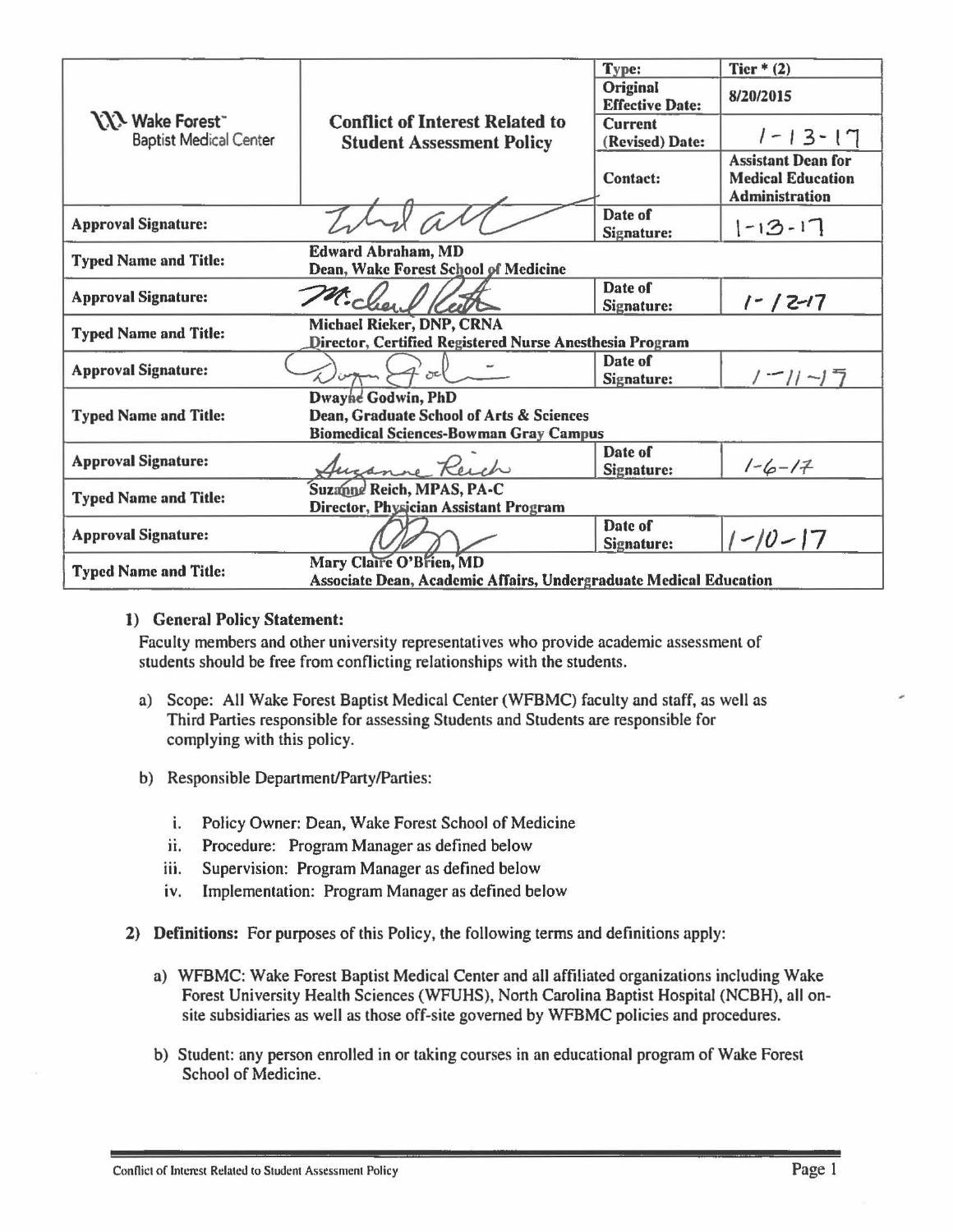| Wake Forest™ Baptist Medical Center | Conflict of Interest Related to Student Assessment Policy | Type: | Tier * (2) |
|---|---|---|---|
| | | Original Effective Date: | 8/20/2015 |
| | | Current (Revised) Date: | 1-13-17 |
| | | Contact: | Assistant Dean for Medical Education Administration |
| Approval Signature: | [signature] | Date of Signature: | 1-13-17 |
| Typed Name and Title: | Edward Abraham, MD<br>Dean, Wake Forest School of Medicine | | |
| Approval Signature: | [signature] | Date of Signature: | 1-12-17 |
| Typed Name and Title: | Michael Rieker, DNP, CRNA<br>Director, Certified Registered Nurse Anesthesia Program | | |
| Approval Signature: | [signature] | Date of Signature: | 1-11-17 |
| Typed Name and Title: | Dwayne Godwin, PhD<br>Dean, Graduate School of Arts & Sciences<br>Biomedical Sciences-Bowman Gray Campus | | |
| Approval Signature: | Suzanne Reich | Date of Signature: | 1-6-17 |
| Typed Name and Title: | Suzanne Reich, MPAS, PA-C<br>Director, Physician Assistant Program | | |
| Approval Signature: | [signature] | Date of Signature: | 1-10-17 |
| Typed Name and Title: | Mary Claire O'Brien, MD<br>Associate Dean, Academic Affairs, Undergraduate Medical Education | | |

**1) General Policy Statement:**

Faculty members and other university representatives who provide academic assessment of students should be free from conflicting relationships with the students.

a) Scope: All Wake Forest Baptist Medical Center (WFBMC) faculty and staff, as well as Third Parties responsible for assessing Students and Students are responsible for complying with this policy.

b) Responsible Department/Party/Parties:

   i. Policy Owner: Dean, Wake Forest School of Medicine
   ii. Procedure: Program Manager as defined below
   iii. Supervision: Program Manager as defined below
   iv. Implementation: Program Manager as defined below

**2) Definitions:** For purposes of this Policy, the following terms and definitions apply:

a) WFBMC: Wake Forest Baptist Medical Center and all affiliated organizations including Wake Forest University Health Sciences (WFUHS), North Carolina Baptist Hospital (NCBH), all on-site subsidiaries as well as those off-site governed by WFBMC policies and procedures.

b) Student: any person enrolled in or taking courses in an educational program of Wake Forest School of Medicine.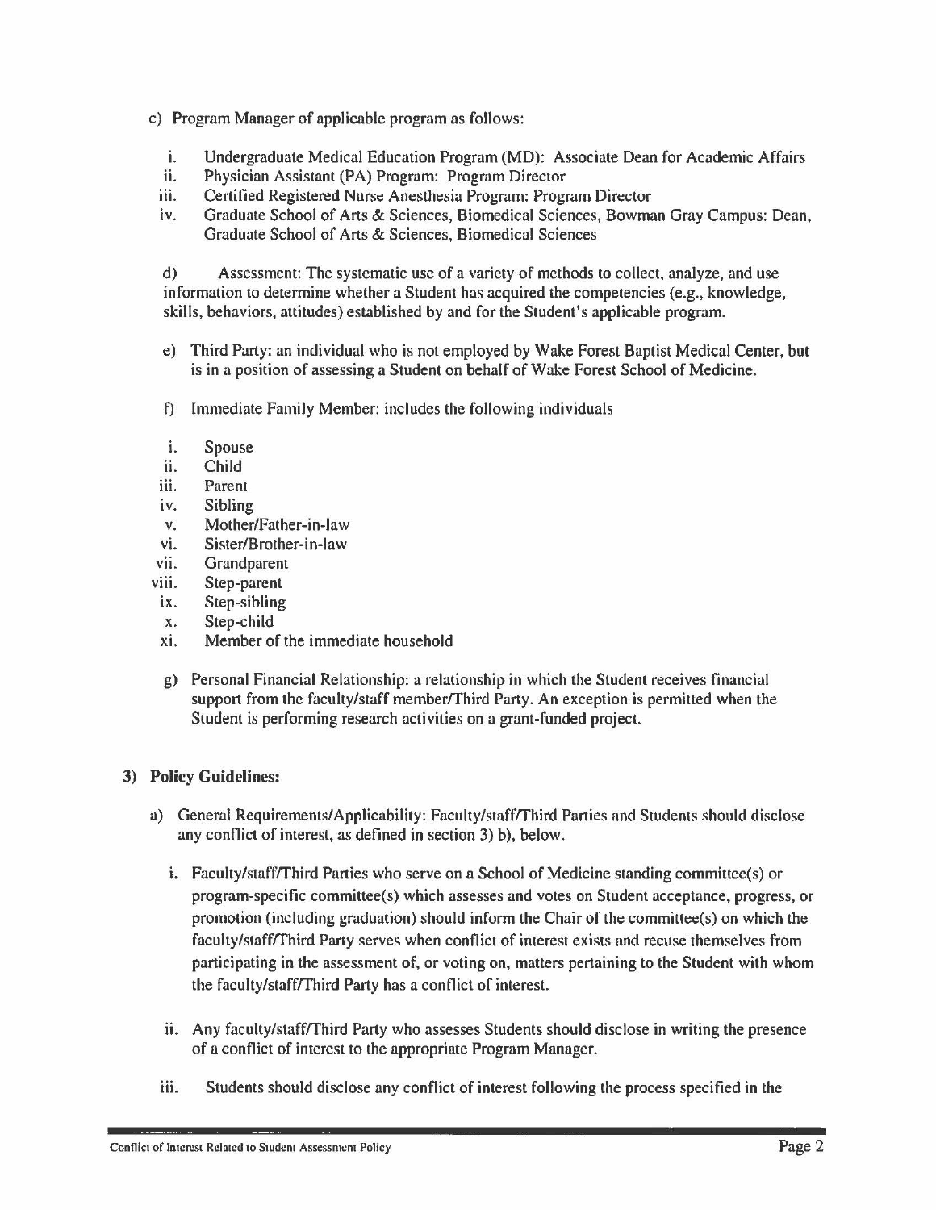c) Program Manager of applicable program as follows:

   i. Undergraduate Medical Education Program (MD): Associate Dean for Academic Affairs
   ii. Physician Assistant (PA) Program: Program Director
   iii. Certified Registered Nurse Anesthesia Program: Program Director
   iv. Graduate School of Arts & Sciences, Biomedical Sciences, Bowman Gray Campus: Dean, Graduate School of Arts & Sciences, Biomedical Sciences

d) Assessment: The systematic use of a variety of methods to collect, analyze, and use information to determine whether a Student has acquired the competencies (e.g., knowledge, skills, behaviors, attitudes) established by and for the Student's applicable program.

e) Third Party: an individual who is not employed by Wake Forest Baptist Medical Center, but is in a position of assessing a Student on behalf of Wake Forest School of Medicine.

f) Immediate Family Member: includes the following individuals

   i. Spouse
   ii. Child
   iii. Parent
   iv. Sibling
   v. Mother/Father-in-law
   vi. Sister/Brother-in-law
   vii. Grandparent
   viii. Step-parent
   ix. Step-sibling
   x. Step-child
   xi. Member of the immediate household

g) Personal Financial Relationship: a relationship in which the Student receives financial support from the faculty/staff member/Third Party. An exception is permitted when the Student is performing research activities on a grant-funded project.

## 3) Policy Guidelines:

a) General Requirements/Applicability: Faculty/staff/Third Parties and Students should disclose any conflict of interest, as defined in section 3) b), below.

   i. Faculty/staff/Third Parties who serve on a School of Medicine standing committee(s) or program-specific committee(s) which assesses and votes on Student acceptance, progress, or promotion (including graduation) should inform the Chair of the committee(s) on which the faculty/staff/Third Party serves when conflict of interest exists and recuse themselves from participating in the assessment of, or voting on, matters pertaining to the Student with whom the faculty/staff/Third Party has a conflict of interest.

   ii. Any faculty/staff/Third Party who assesses Students should disclose in writing the presence of a conflict of interest to the appropriate Program Manager.

   iii. Students should disclose any conflict of interest following the process specified in the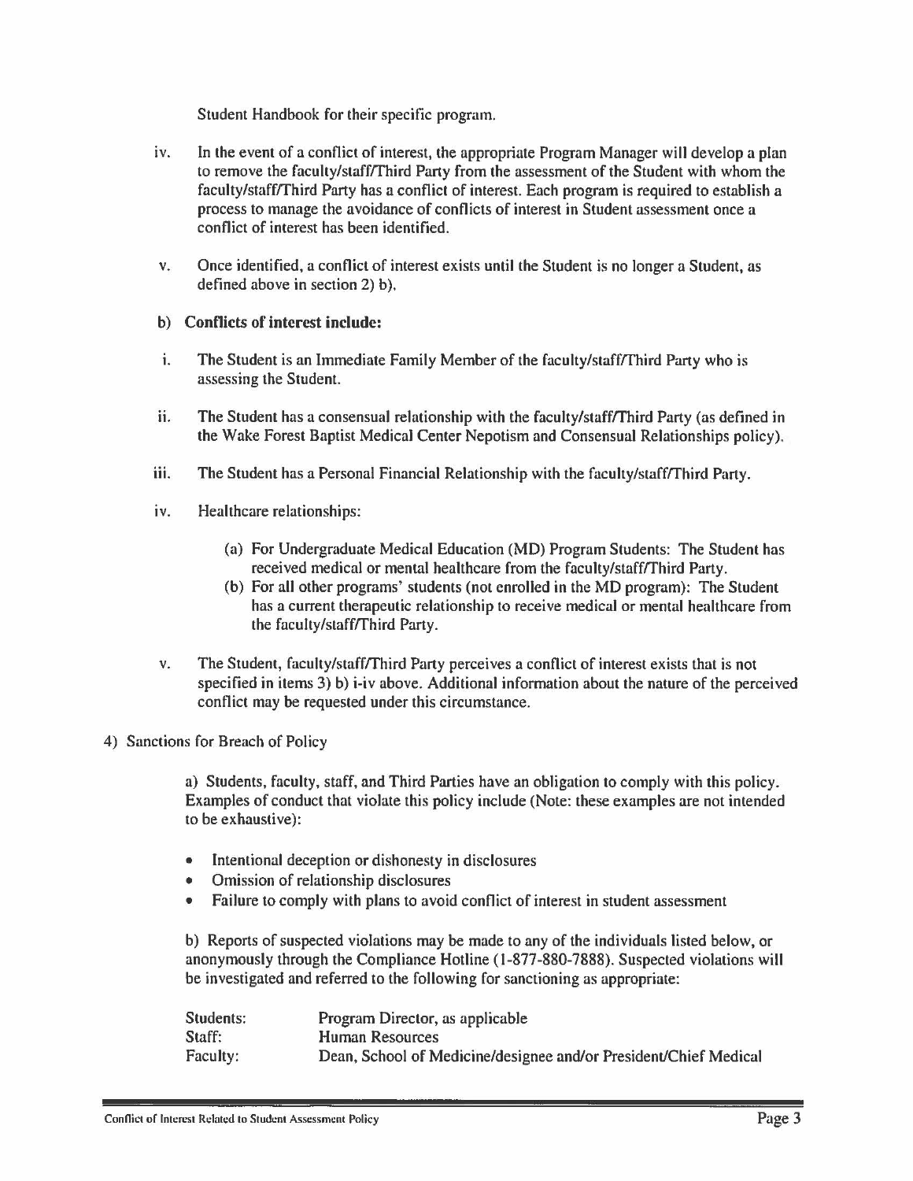Student Handbook for their specific program.

iv. In the event of a conflict of interest, the appropriate Program Manager will develop a plan to remove the faculty/staff/Third Party from the assessment of the Student with whom the faculty/staff/Third Party has a conflict of interest. Each program is required to establish a process to manage the avoidance of conflicts of interest in Student assessment once a conflict of interest has been identified.

v. Once identified, a conflict of interest exists until the Student is no longer a Student, as defined above in section 2) b).

b) **Conflicts of interest include:**

i. The Student is an Immediate Family Member of the faculty/staff/Third Party who is assessing the Student.

ii. The Student has a consensual relationship with the faculty/staff/Third Party (as defined in the Wake Forest Baptist Medical Center Nepotism and Consensual Relationships policy).

iii. The Student has a Personal Financial Relationship with the faculty/staff/Third Party.

iv. Healthcare relationships:

(a) For Undergraduate Medical Education (MD) Program Students: The Student has received medical or mental healthcare from the faculty/staff/Third Party.
(b) For all other programs' students (not enrolled in the MD program): The Student has a current therapeutic relationship to receive medical or mental healthcare from the faculty/staff/Third Party.

v. The Student, faculty/staff/Third Party perceives a conflict of interest exists that is not specified in items 3) b) i-iv above. Additional information about the nature of the perceived conflict may be requested under this circumstance.

4) Sanctions for Breach of Policy

a) Students, faculty, staff, and Third Parties have an obligation to comply with this policy. Examples of conduct that violate this policy include (Note: these examples are not intended to be exhaustive):

- Intentional deception or dishonesty in disclosures
- Omission of relationship disclosures
- Failure to comply with plans to avoid conflict of interest in student assessment

b) Reports of suspected violations may be made to any of the individuals listed below, or anonymously through the Compliance Hotline (1-877-880-7888). Suspected violations will be investigated and referred to the following for sanctioning as appropriate:

| | |
|---|---|
| Students: | Program Director, as applicable |
| Staff: | Human Resources |
| Faculty: | Dean, School of Medicine/designee and/or President/Chief Medical |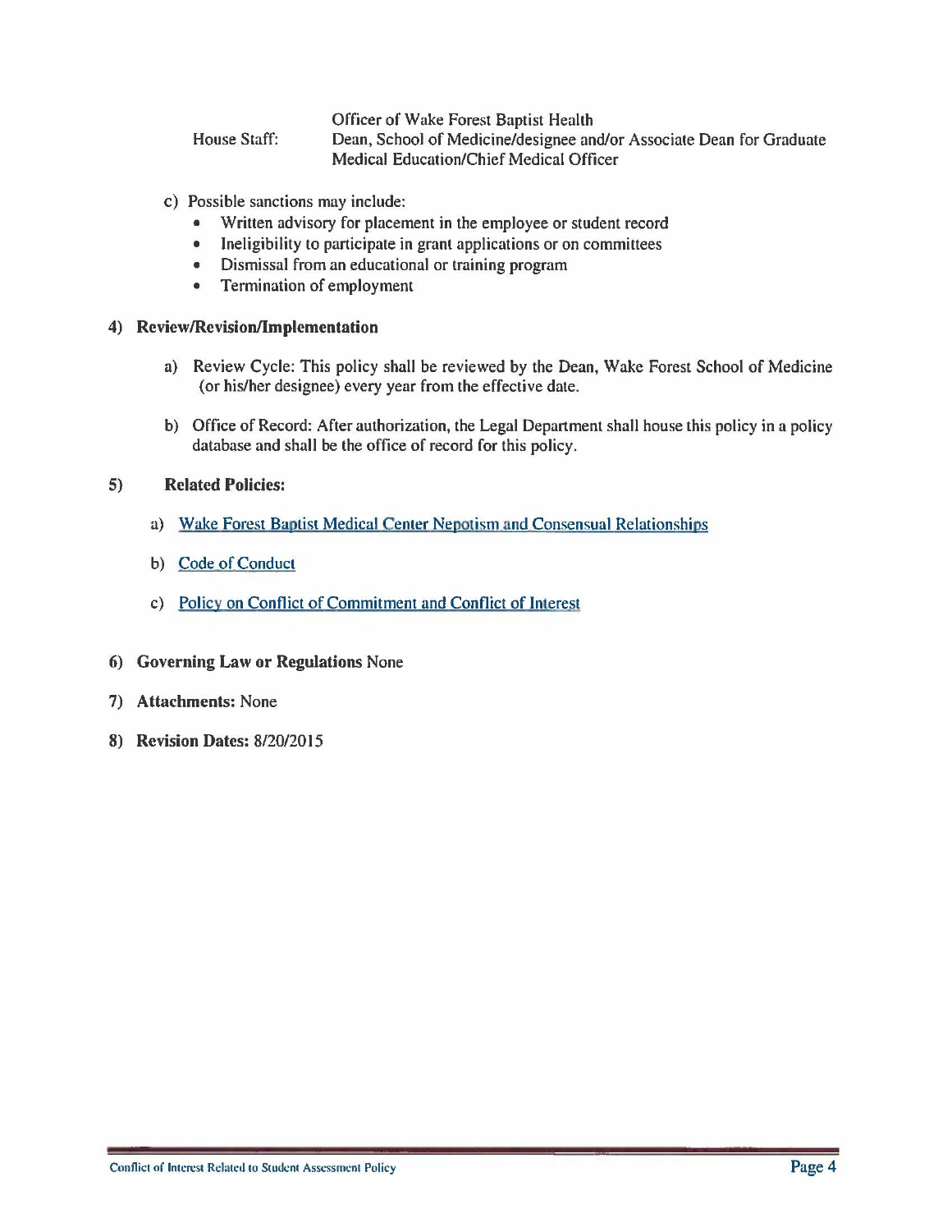| | |
|---|---|
| | Officer of Wake Forest Baptist Health |
| House Staff: | Dean, School of Medicine/designee and/or Associate Dean for Graduate Medical Education/Chief Medical Officer |

c) Possible sanctions may include:
- Written advisory for placement in the employee or student record
- Ineligibility to participate in grant applications or on committees
- Dismissal from an educational or training program
- Termination of employment

**4) Review/Revision/Implementation**

a) Review Cycle: This policy shall be reviewed by the Dean, Wake Forest School of Medicine (or his/her designee) every year from the effective date.

b) Office of Record: After authorization, the Legal Department shall house this policy in a policy database and shall be the office of record for this policy.

**5) Related Policies:**

a) Wake Forest Baptist Medical Center Nepotism and Consensual Relationships

b) Code of Conduct

c) Policy on Conflict of Commitment and Conflict of Interest

**6) Governing Law or Regulations** None

**7) Attachments:** None

**8) Revision Dates:** 8/20/2015